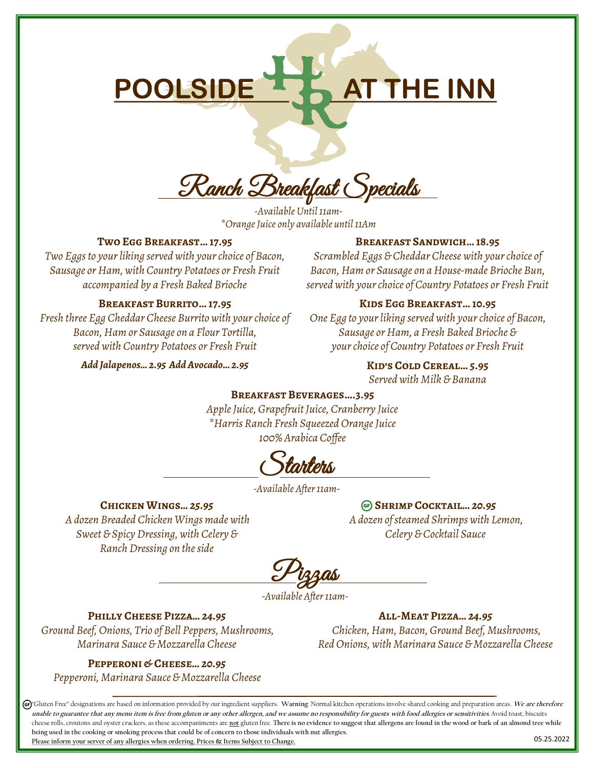# POOLSIDE AT THE INN

## Ranch Breakfast Specials

*-Available Until 11am-*
*\*Orange Juice only available until 11Am*

**TWO EGG BREAKFAST… 17.95**
*Two Eggs to your liking served with your choice of Bacon, Sausage or Ham, with Country Potatoes or Fresh Fruit accompanied by a Fresh Baked Brioche*

**BREAKFAST BURRITO… 17.95**
*Fresh three Egg Cheddar Cheese Burrito with your choice of Bacon, Ham or Sausage on a Flour Tortilla, served with Country Potatoes or Fresh Fruit*

***Add Jalapenos… 2.95  Add Avocado… 2.95***

**BREAKFAST SANDWICH… 18.95**
*Scrambled Eggs & Cheddar Cheese with your choice of Bacon, Ham or Sausage on a House-made Brioche Bun, served with your choice of Country Potatoes or Fresh Fruit*

**KIDS EGG BREAKFAST… 10.95**
*One Egg to your liking served with your choice of Bacon, Sausage or Ham, a Fresh Baked Brioche & your choice of Country Potatoes or Fresh Fruit*

**KID'S COLD CEREAL… 5.95**
*Served with Milk & Banana*

**BREAKFAST BEVERAGES….3.95**
*Apple Juice, Grapefruit Juice, Cranberry Juice*
*\*Harris Ranch Fresh Squeezed Orange Juice*
*100% Arabica Coffee*

## Starters

*-Available After 11am-*

**CHICKEN WINGS…** ***25.95***
*A dozen Breaded Chicken Wings made with Sweet & Spicy Dressing, with Celery & Ranch Dressing on the side*

(GF) **SHRIMP COCKTAIL…** ***20.95***
*A dozen of steamed Shrimps with Lemon, Celery & Cocktail Sauce*

## Pizzas

*-Available After 11am-*

**PHILLY CHEESE PIZZA…** ***24.95***
*Ground Beef, Onions, Trio of Bell Peppers, Mushrooms, Marinara Sauce & Mozzarella Cheese*

**PEPPERONI & CHEESE…** ***20.95***
*Pepperoni, Marinara Sauce & Mozzarella Cheese*

**ALL-MEAT PIZZA…** ***24.95***
*Chicken, Ham, Bacon, Ground Beef, Mushrooms, Red Onions, with Marinara Sauce & Mozzarella Cheese*

---

(GF) "Gluten Free" designations are based on information provided by our ingredient suppliers. **Warning**: Normal kitchen operations involve shared cooking and preparation areas. ***We are therefore unable to guarantee that any menu item is free from gluten or any other allergen, and we assume no responsibility for guests with food allergies or sensitivities.*** Avoid toast, biscuits cheese rolls, croutons and oyster crackers, as these accompaniments are **not** gluten free. **There is no evidence to suggest that allergens are found in the wood or bark of an almond tree while being used in the cooking or smoking process that could be of concern to those individuals with nut allergies.**
Please inform your server of any allergies when ordering. Prices & Items Subject to Change.

05.25.2022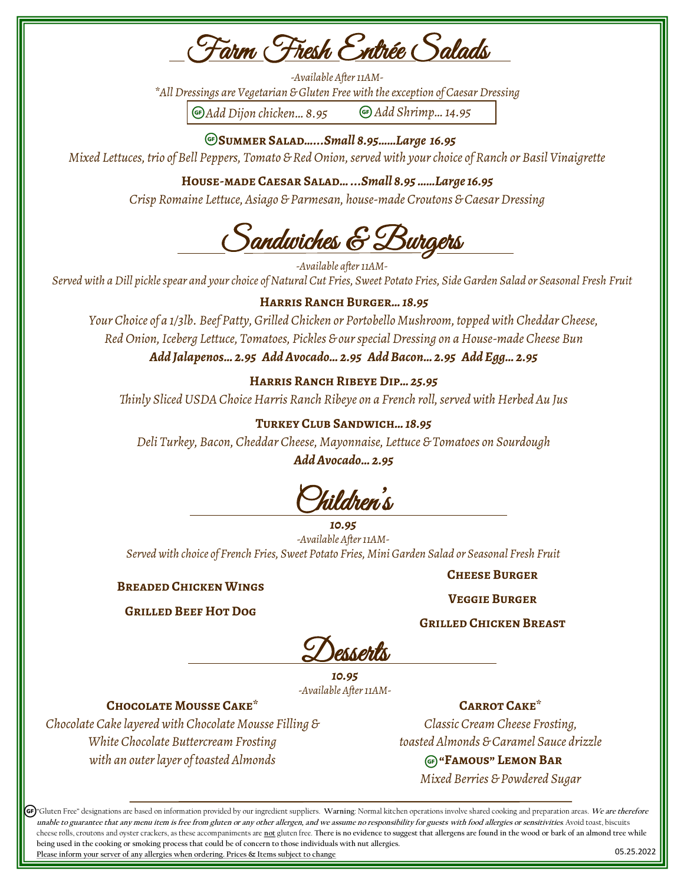# Farm Fresh Entrée Salads

*-Available After 11AM-*

*\*All Dressings are Vegetarian & Gluten Free with the exception of Caesar Dressing*

*(GF) Add Dijon chicken… 8.95* *(GF) Add Shrimp… 14.95*

**(GF) SUMMER SALAD…***…Small 8.95……Large 16.95*

*Mixed Lettuces, trio of Bell Peppers, Tomato & Red Onion, served with your choice of Ranch or Basil Vinaigrette*

**HOUSE-MADE CAESAR SALAD…** *…Small 8.95 ……Large 16.95*

*Crisp Romaine Lettuce, Asiago & Parmesan, house-made Croutons & Caesar Dressing*

# Sandwiches & Burgers

*-Available after 11AM-*

*Served with a Dill pickle spear and your choice of Natural Cut Fries, Sweet Potato Fries, Side Garden Salad or Seasonal Fresh Fruit*

**HARRIS RANCH BURGER…** ***18.95***

*Your Choice of a 1/3lb. Beef Patty, Grilled Chicken or Portobello Mushroom, topped with Cheddar Cheese, Red Onion, Iceberg Lettuce, Tomatoes, Pickles & our special Dressing on a House-made Cheese Bun*

***Add Jalapenos… 2.95 Add Avocado… 2.95 Add Bacon… 2.95 Add Egg… 2.95***

**HARRIS RANCH RIBEYE DIP…** ***25.95***

*Thinly Sliced USDA Choice Harris Ranch Ribeye on a French roll, served with Herbed Au Jus*

**TURKEY CLUB SANDWICH…** ***18.95***

*Deli Turkey, Bacon, Cheddar Cheese, Mayonnaise, Lettuce & Tomatoes on Sourdough*

***Add Avocado… 2.95***

# Children's

***10.95***

*-Available After 11AM-*

*Served with choice of French Fries, Sweet Potato Fries, Mini Garden Salad or Seasonal Fresh Fruit*

**BREADED CHICKEN WINGS**

**GRILLED BEEF HOT DOG**

**CHEESE BURGER**

**VEGGIE BURGER**

**GRILLED CHICKEN BREAST**

# Desserts

***10.95***

*-Available After 11AM-*

**CHOCOLATE MOUSSE CAKE\***

*Chocolate Cake layered with Chocolate Mousse Filling & White Chocolate Buttercream Frosting with an outer layer of toasted Almonds*

**CARROT CAKE\***

*Classic Cream Cheese Frosting, toasted Almonds & Caramel Sauce drizzle*

**(GF) "FAMOUS" LEMON BAR**

*Mixed Berries & Powdered Sugar*

---

(GF) "Gluten Free" designations are based on information provided by our ingredient suppliers. **Warning**: Normal kitchen operations involve shared cooking and preparation areas. ***We are therefore unable to guarantee that any menu item is free from gluten or any other allergen, and we assume no responsibility for guests with food allergies or sensitivities.*** Avoid toast, biscuits cheese rolls, croutons and oyster crackers, as these accompaniments are **not** gluten free. **There is no evidence to suggest that allergens are found in the wood or bark of an almond tree while being used in the cooking or smoking process that could be of concern to those individuals with nut allergies.**

**Please inform your server of any allergies when ordering. Prices & Items subject to change**

05.25.2022